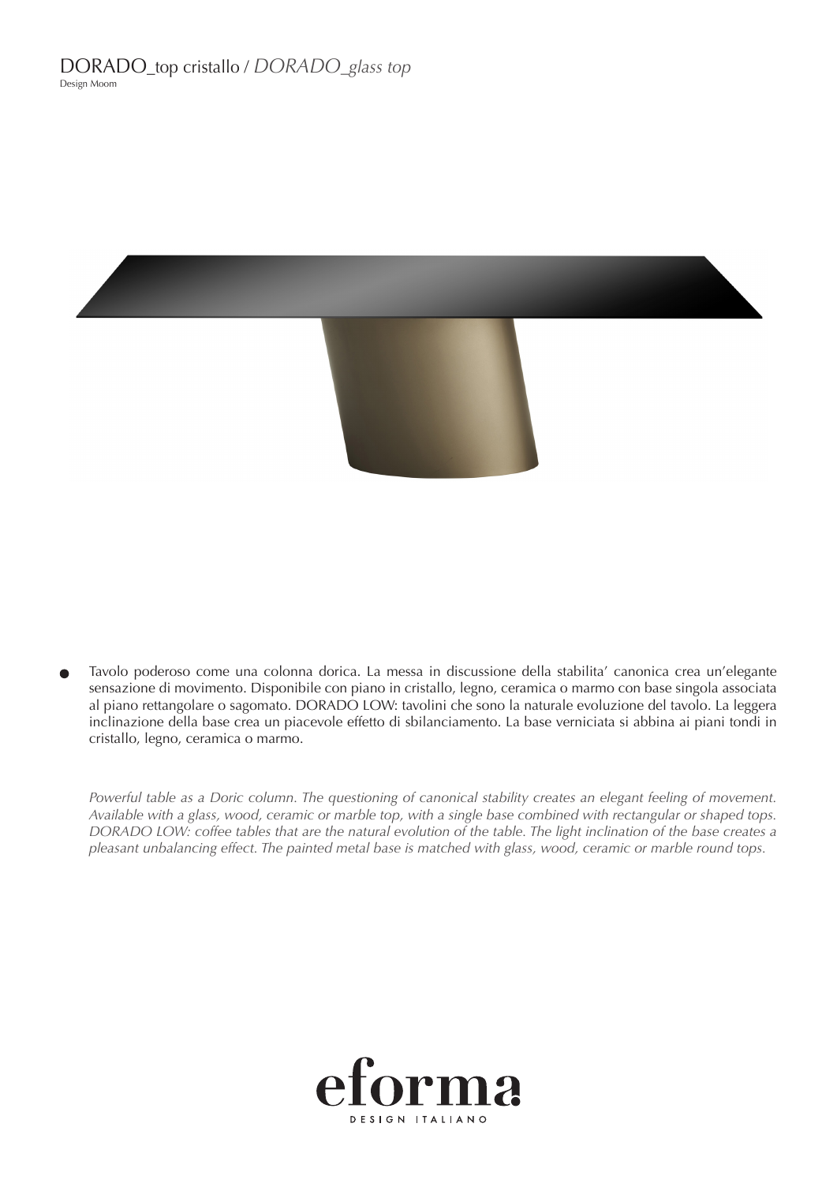# DORADO_top cristallo / *DORADO_glass top*

Design Moom

- Tavolo poderoso come una colonna dorica. La messa in discussione della stabilita' canonica crea un'elegante sensazione di movimento. Disponibile con piano in cristallo, legno, ceramica o marmo con base singola associata al piano rettangolare o sagomato. DORADO LOW: tavolini che sono la naturale evoluzione del tavolo. La leggera inclinazione della base crea un piacevole effetto di sbilanciamento. La base verniciata si abbina ai piani tondi in cristallo, legno, ceramica o marmo.

*Powerful table as a Doric column. The questioning of canonical stability creates an elegant feeling of movement. Available with a glass, wood, ceramic or marble top, with a single base combined with rectangular or shaped tops. DORADO LOW: coffee tables that are the natural evolution of the table. The light inclination of the base creates a pleasant unbalancing effect. The painted metal base is matched with glass, wood, ceramic or marble round tops.*

eforma

DESIGN ITALIANO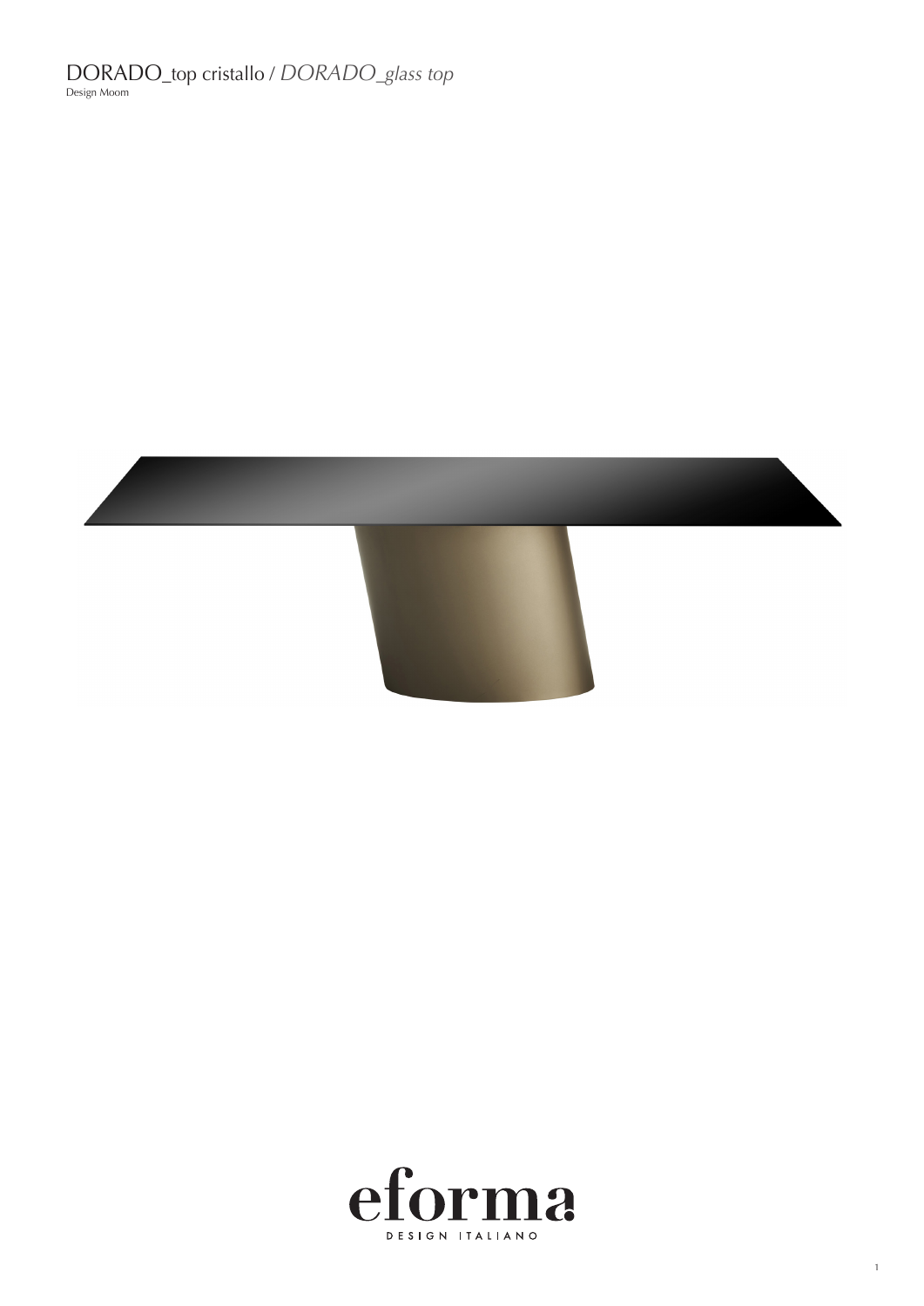# DORADO_top cristallo / *DORADO_glass top*

Design Moom

eforma

DESIGN ITALIANO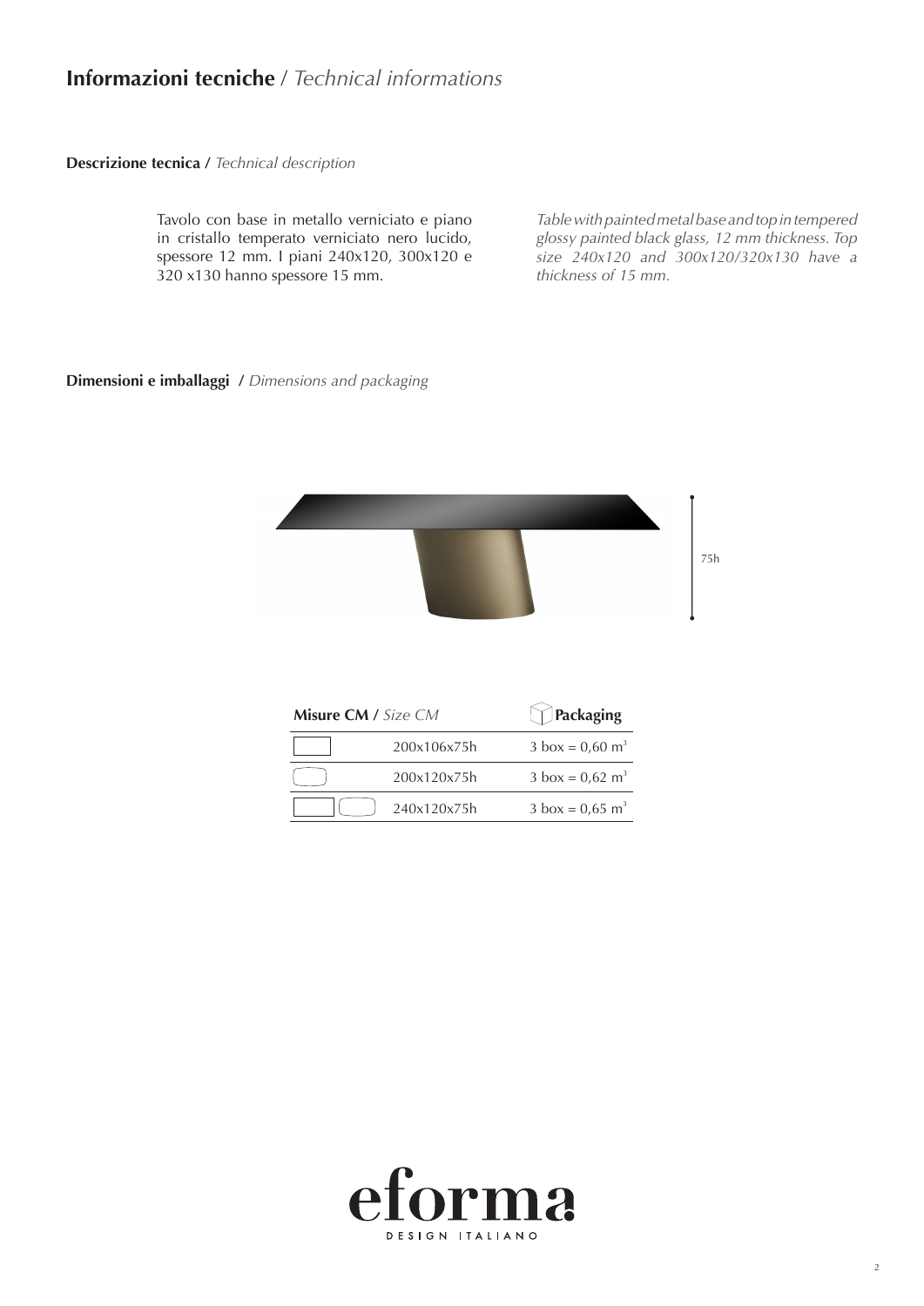# **Informazioni tecniche** / *Technical informations*

**Descrizione tecnica /** *Technical description*

Tavolo con base in metallo verniciato e piano in cristallo temperato verniciato nero lucido, spessore 12 mm. I piani 240x120, 300x120 e 320 x130 hanno spessore 15 mm.

*Table with painted metal base and top in tempered glossy painted black glass, 12 mm thickness. Top size 240x120 and 300x120/320x130 have a thickness of 15 mm.*

**Dimensioni e imballaggi /** *Dimensions and packaging*

75h

| **Misure CM /** *Size CM* | | **Packaging** |
|---|---|---|
| ▭ | 200x106x75h | 3 box = 0,60 $m^3$ |
| ▢ | 200x120x75h | 3 box = 0,62 $m^3$ |
| ▭ ▢ | 240x120x75h | 3 box = 0,65 $m^3$ |

eforma
DESIGN ITALIANO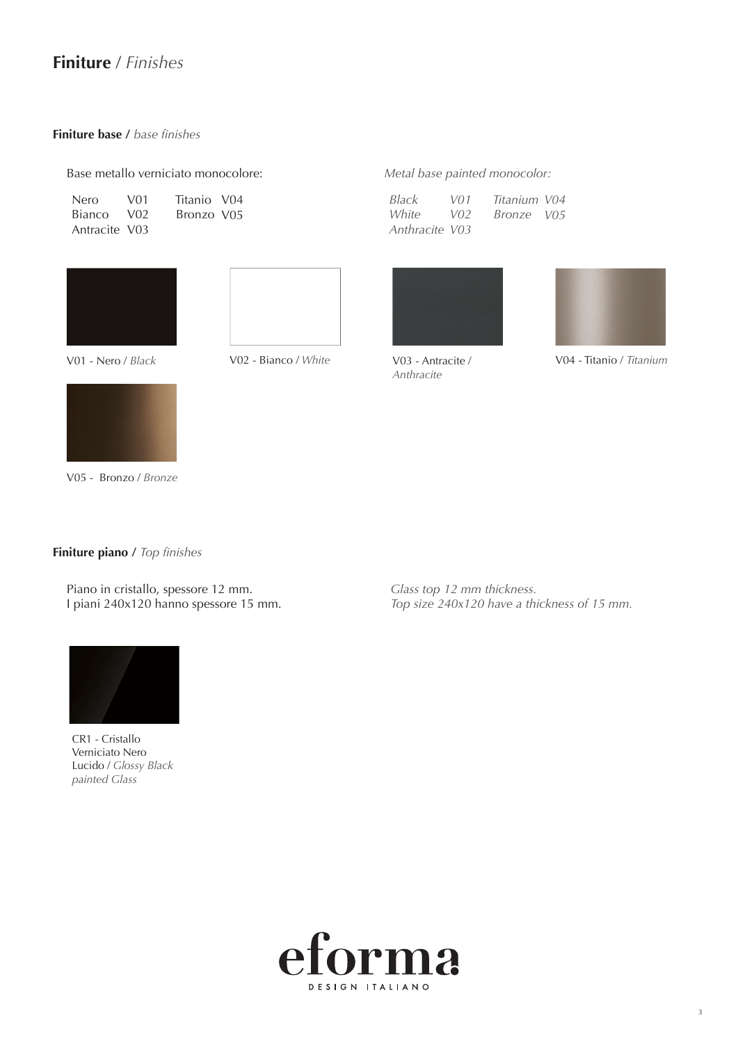## **Finiture** / *Finishes*

**Finiture base /** *base finishes*

Base metallo verniciato monocolore:

| | | | |
|---|---|---|---|
| Nero | V01 | Titanio | V04 |
| Bianco | V02 | Bronzo | V05 |
| Antracite | V03 | | |

*Metal base painted monocolor:*

| | | | |
|---|---|---|---|
| *Black* | *V01* | *Titanium* | *V04* |
| *White* | *V02* | *Bronze* | *V05* |
| *Anthracite* | *V03* | | |

V01 - Nero / *Black*

V02 - Bianco / *White*

V03 - Antracite / *Anthracite*

V04 - Titanio / *Titanium*

V05 - Bronzo / *Bronze*

**Finiture piano /** *Top finishes*

Piano in cristallo, spessore 12 mm.
I piani 240x120 hanno spessore 15 mm.

*Glass top 12 mm thickness.*
*Top size 240x120 have a thickness of 15 mm.*

CR1 - Cristallo Verniciato Nero Lucido / *Glossy Black painted Glass*

eforma
DESIGN ITALIANO